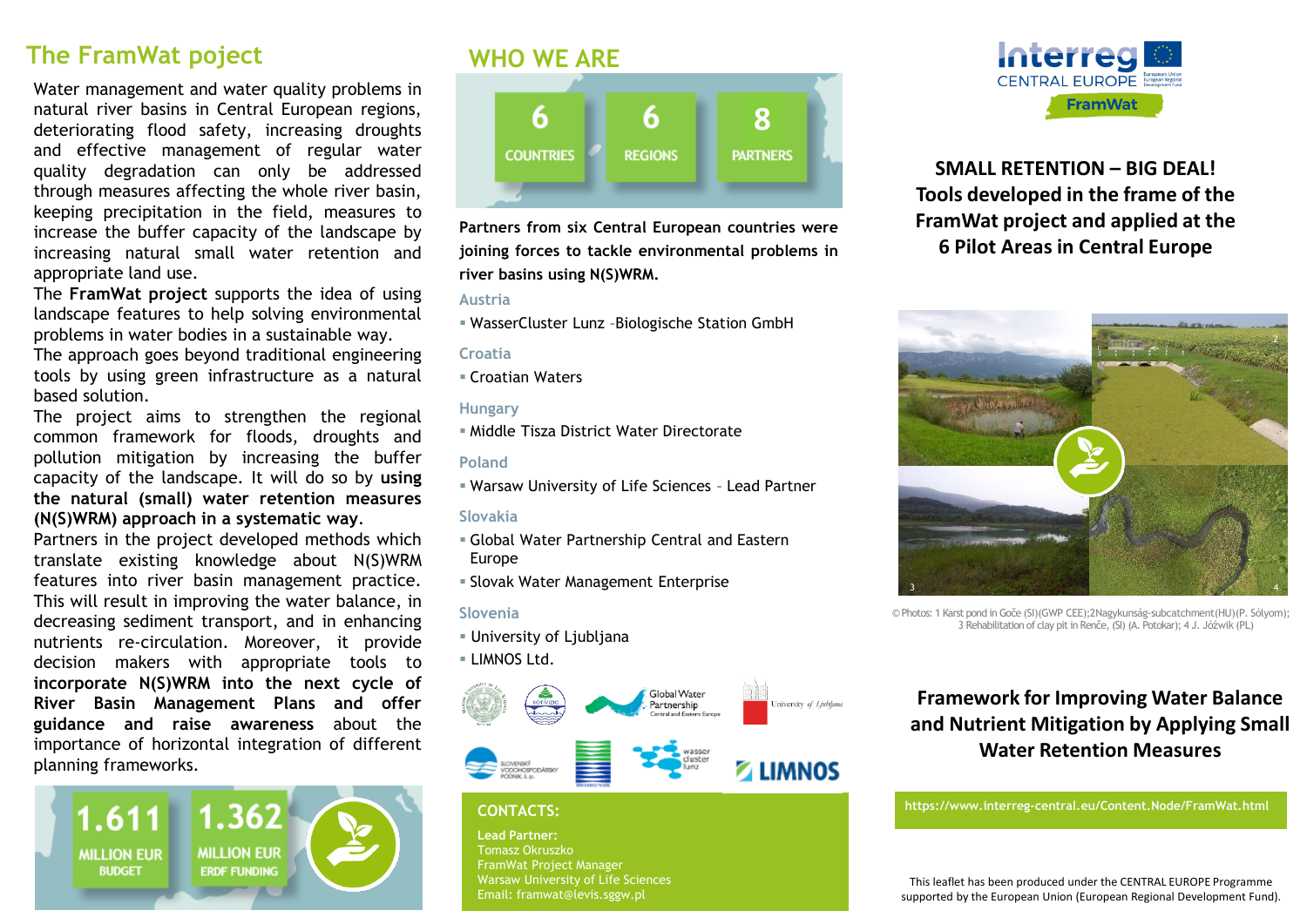## The FramWat poject

Water management and water quality problems in natural river basins in Central European regions, deteriorating flood safety, increasing droughts and effective management of regular water quality degradation can only be addressed through measures affecting the whole river basin, keeping precipitation in the field, measures to increase the buffer capacity of the landscape by increasing natural small water retention and appropriate land use.

The **FramWat project** supports the idea of using landscape features to help solving environmental problems in water bodies in a sustainable way.

The approach goes beyond traditional engineering tools by using green infrastructure as a natural based solution.

The project aims to strengthen the regional common framework for floods, droughts and pollution mitigation by increasing the buffer capacity of the landscape. It will do so by **using the natural (small) water retention measures (N(S)WRM) approach in a systematic way**.

Partners in the project developed methods which translate existing knowledge about N(S)WRM features into river basin management practice. This will result in improving the water balance, in decreasing sediment transport, and in enhancing nutrients re-circulation. Moreover, it provide decision makers with appropriate tools to **incorporate N(S)WRM into the next cycle of River Basin Management Plans and offer guidance and raise awareness** about the importance of horizontal integration of different planning frameworks.

**1.611** MILLION EUR BUDGET

**1.362** MILLION EUR ERDF FUNDING

## WHO WE ARE

**6** COUNTRIES

**6** REGIONS

**8** PARTNERS

**Partners from six Central European countries were joining forces to tackle environmental problems in river basins using N(S)WRM.**

### Austria
- WasserCluster Lunz –Biologische Station GmbH

### Croatia
- Croatian Waters

### Hungary
- Middle Tisza District Water Directorate

### Poland
- Warsaw University of Life Sciences – Lead Partner

### Slovakia
- Global Water Partnership Central and Eastern Europe
- Slovak Water Management Enterprise

### Slovenia
- University of Ljubljana
- LIMNOS Ltd.

### CONTACTS:

**Lead Partner:**
Tomasz Okruszko
FramWat Project Manager
Warsaw University of Life Sciences
Email: framwat@levis.sggw.pl

Interreg CENTRAL EUROPE
FramWat

## SMALL RETENTION – BIG DEAL! Tools developed in the frame of the FramWat project and applied at the 6 Pilot Areas in Central Europe

© Photos: 1 Karst pond in Goče (SI)(GWP CEE);2Nagykunság-subcatchment(HU)(P. Sólyom); 3 Rehabilitation of clay pit in Renče, (SI) (A. Potokar); 4 J. Jóźwik (PL)

## Framework for Improving Water Balance and Nutrient Mitigation by Applying Small Water Retention Measures

https://www.interreg-central.eu/Content.Node/FramWat.html

This leaflet has been produced under the CENTRAL EUROPE Programme supported by the European Union (European Regional Development Fund).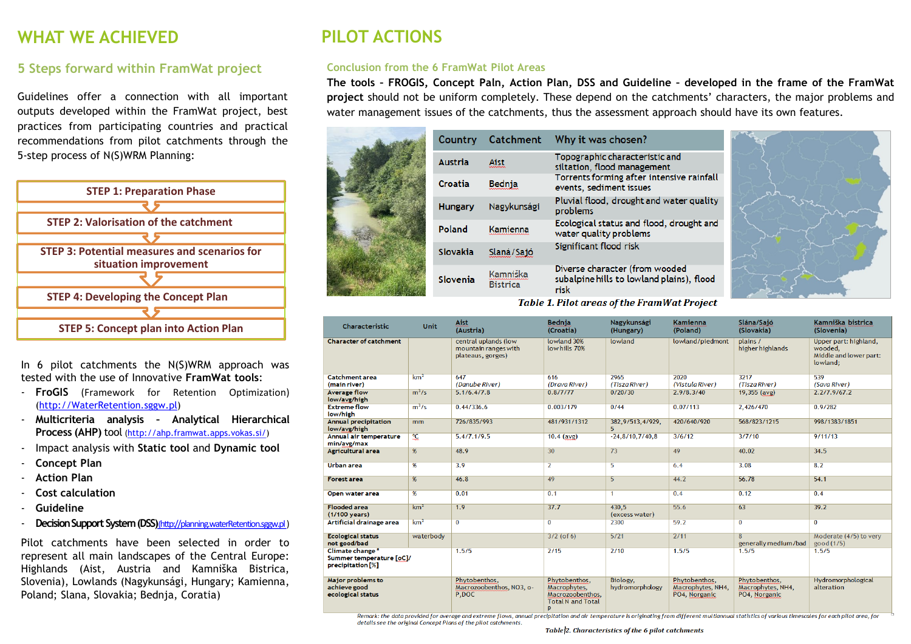# WHAT WE ACHIEVED

## 5 Steps forward within FramWat project

Guidelines offer a connection with all important outputs developed within the FramWat project, best practices from participating countries and practical recommendations from pilot catchments through the 5-step process of N(S)WRM Planning:

**STEP 1: Preparation Phase**

**STEP 2: Valorisation of the catchment**

**STEP 3: Potential measures and scenarios for situation improvement**

**STEP 4: Developing the Concept Plan**

**STEP 5: Concept plan into Action Plan**

In 6 pilot catchments the N(S)WRM approach was tested with the use of Innovative **FramWat tools**:

- **FroGIS** (Framework for Retention Optimization) (http://WaterRetention.sggw.pl)
- **Multicriteria analysis – Analytical Hierarchical Process (AHP)** tool (http://ahp.framwat.apps.vokas.si/)
- Impact analysis with **Static tool** and **Dynamic tool**
- **Concept Plan**
- **Action Plan**
- **Cost calculation**
- **Guideline**
- **Decision Support System (DSS)** (http://planning.waterRetention.sggw.pl)

Pilot catchments have been selected in order to represent all main landscapes of the Central Europe: Highlands (Aist, Austria and Kamniška Bistrica, Slovenia), Lowlands (Nagykunsági, Hungary; Kamienna, Poland; Slana, Slovakia; Bednja, Coratia)

# PILOT ACTIONS

## Conclusion from the 6 FramWat Pilot Areas

**The tools – FROGIS, Concept Paln, Action Plan, DSS and Guideline – developed in the frame of the FramWat project** should not be uniform completely. These depend on the catchments' characters, the major problems and water management issues of the catchments, thus the assessment approach should have its own features.

| Country | Catchment | Why it was chosen? |
|---|---|---|
| Austria | Aist | Topographic characteristic and siltation, flood management |
| Croatia | Bednja | Torrents forming after intensive rainfall events, sediment issues |
| Hungary | Nagykunsági | Pluvial flood, drought and water quality problems |
| Poland | Kamienna | Ecological status and flood, drought and water quality problems |
| Slovakia | Slaná / Sajó | Significant flood risk |
| Slovenia | Kamniška Bistrica | Diverse character (from wooded subalpine hills to lowland plains), flood risk |

*Table 1. Pilot areas of the FramWat Project*

| Characteristic | Unit | Aist (Austria) | Bednja (Croatia) | Nagykunsági (Hungary) | Kamienna (Poland) | Slána/Sajó (Slovakia) | Kamniška bistrica (Slovenia) |
|---|---|---|---|---|---|---|---|
| Character of catchment | | central uplands (low mountain ranges with plateaus, gorges) | lowland 30% low hills 70% | lowland | lowland/piedmont | plains / higher highlands | Upper part: highland, wooded, Middle and lower part: lowland; |
| Catchment area (main river) | km² | 647 (Danube River) | 616 (Drava River) | 2965 (Tisza River) | 2020 (Vistula River) | 3217 (Tisza River) | 539 (Sava River) |
| Average flow low/avg/high | m³/s | 5.1/6.4/7.8 | 0.8/7/77 | 0/20/30 | 2.9/8.3/40 | 19,355 (avg) | 2.2/7.9/67.2 |
| Extreme flow low/high | m³/s | 0.44/336.6 | 0.003/179 | 0/44 | 0.07/113 | 2,426/470 | 0.9/282 |
| Annual precipitation low/avg/high | mm | 726/835/993 | 481/931/1312 | 382,9/513,4/929,5 | 420/640/920 | 568/823/1215 | 998/1383/1851 |
| Annual air temperature min/avg/max | °C | 5.4/7.1/9.5 | 10.4 (avg) | -24,8/10,7/40,8 | 3/6/12 | 3/7/10 | 9/11/13 |
| Agricultural area | % | 48.9 | 30 | 73 | 49 | 40.02 | 34.5 |
| Urban area | % | 3.9 | 2 | 5 | 6.4 | 3.08 | 8.2 |
| Forest area | % | 46.8 | 49 | 5 | 44.2 | 56.78 | 54.1 |
| Open water area | % | 0.01 | 0.1 | 1 | 0.4 | 0.12 | 0.4 |
| Flooded area (1/100 years) | km² | 1.9 | 37.7 | 430,5 (excess water) | 55.6 | 63 | 39.2 |
| Artificial drainage area | km² | 0 | 0 | 2300 | 59.2 | 0 | 0 |
| Ecological status not good/bad | waterbody | | 3/2 (of 6) | 5/21 | 2/11 | 8 generally medium/bad | Moderate (4/5) to very good (1/5) |
| Climate change* Summer temperature [oC]/ precipitation [%] | | 1.5/5 | 2/15 | 2/10 | 1.5/5 | 1.5/5 | 1.5/5 |
| Major problems to achieve good ecological status | | Phytobenthos, Macrozoobenthos, NO3, o-P, DOC | Phytobenthos, Macrophytes, Macrozoobenthos, Total N and Total P | Biology, hydromorphology | Phytobenthos, Macrophytes, NH4, PO4, Norganic | Phytobenthos, Macrophytes, NH4, PO4, Norganic | Hydromorphological alteration |

*Remark: the data provided for average and extreme flows, annual precipitation and air temperature is originating from different multiannual statistics of various timescales for each pilot area, for details see the original Concept Plans of the pilot catchments.*

*Table 2. Characteristics of the 6 pilot catchments*